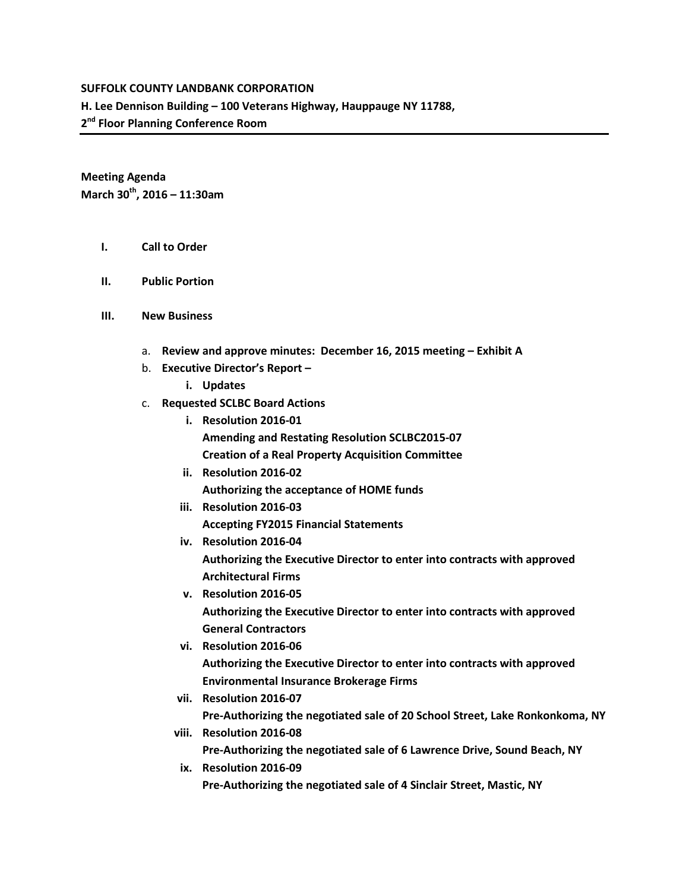**SUFFOLK COUNTY LANDBANK CORPORATION**
**H. Lee Dennison Building – 100 Veterans Highway, Hauppauge NY 11788,**
**2nd Floor Planning Conference Room**

---

**Meeting Agenda**
**March 30th, 2016 – 11:30am**

- **I. Call to Order**
- **II. Public Portion**
- **III. New Business**
  - a. **Review and approve minutes: December 16, 2015 meeting – Exhibit A**
  - b. **Executive Director's Report –**
    - **i. Updates**
  - c. **Requested SCLBC Board Actions**
    - **i. Resolution 2016-01**
      **Amending and Restating Resolution SCLBC2015-07**
      **Creation of a Real Property Acquisition Committee**
    - **ii. Resolution 2016-02**
      **Authorizing the acceptance of HOME funds**
    - **iii. Resolution 2016-03**
      **Accepting FY2015 Financial Statements**
    - **iv. Resolution 2016-04**
      **Authorizing the Executive Director to enter into contracts with approved Architectural Firms**
    - **v. Resolution 2016-05**
      **Authorizing the Executive Director to enter into contracts with approved General Contractors**
    - **vi. Resolution 2016-06**
      **Authorizing the Executive Director to enter into contracts with approved Environmental Insurance Brokerage Firms**
    - **vii. Resolution 2016-07**
      **Pre-Authorizing the negotiated sale of 20 School Street, Lake Ronkonkoma, NY**
    - **viii. Resolution 2016-08**
      **Pre-Authorizing the negotiated sale of 6 Lawrence Drive, Sound Beach, NY**
    - **ix. Resolution 2016-09**
      **Pre-Authorizing the negotiated sale of 4 Sinclair Street, Mastic, NY**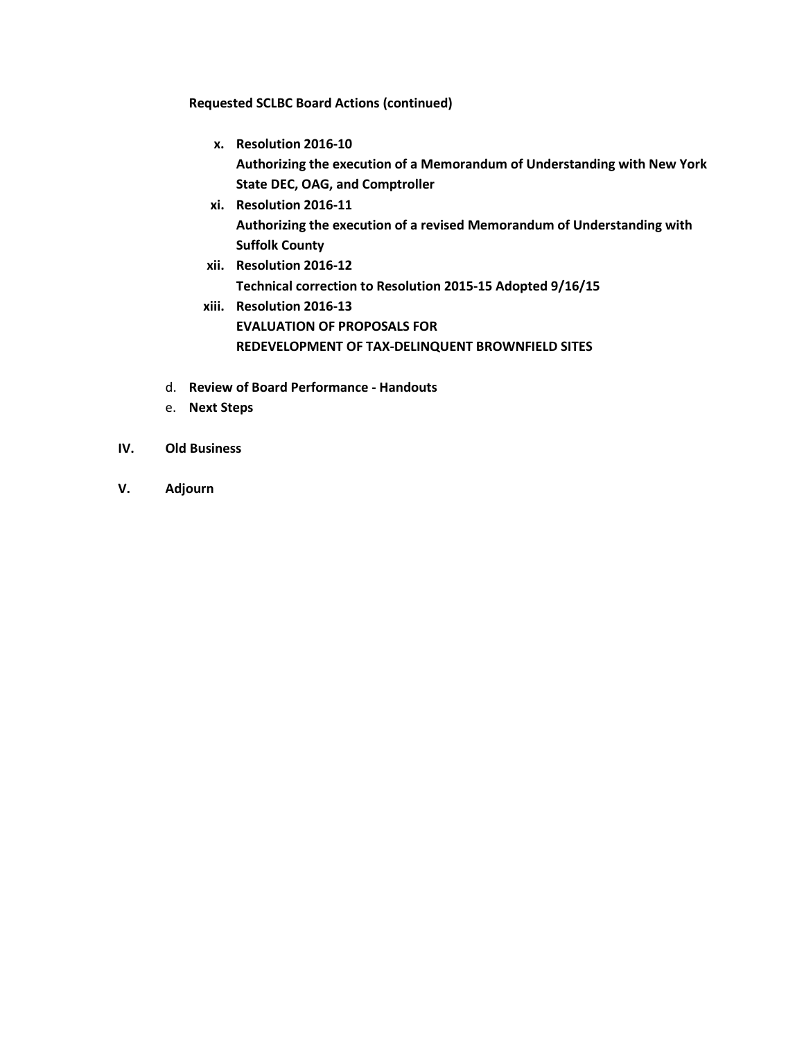**Requested SCLBC Board Actions (continued)**

x. **Resolution 2016-10**
   **Authorizing the execution of a Memorandum of Understanding with New York State DEC, OAG, and Comptroller**

xi. **Resolution 2016-11**
   **Authorizing the execution of a revised Memorandum of Understanding with Suffolk County**

xii. **Resolution 2016-12**
   **Technical correction to Resolution 2015-15 Adopted 9/16/15**

xiii. **Resolution 2016-13**
   **EVALUATION OF PROPOSALS FOR**
   **REDEVELOPMENT OF TAX-DELINQUENT BROWNFIELD SITES**

d. **Review of Board Performance - Handouts**

e. **Next Steps**

**IV. Old Business**

**V. Adjourn**